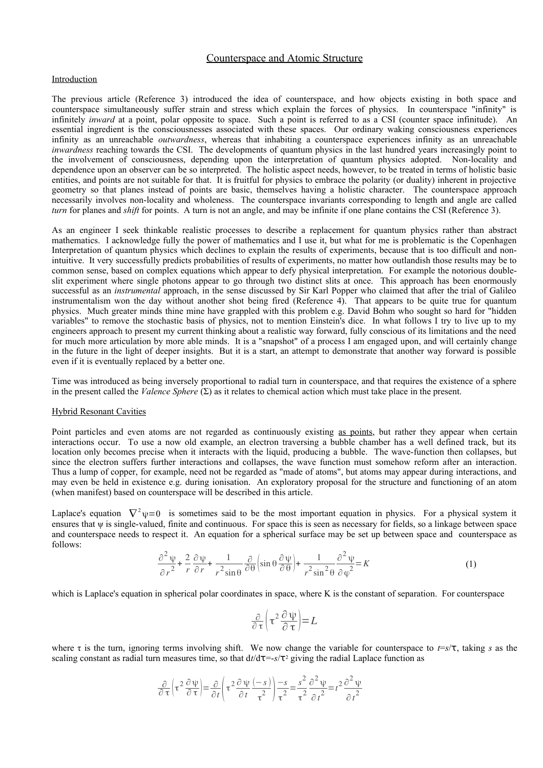# Counterspace and Atomic Structure

## Introduction

The previous article (Reference 3) introduced the idea of counterspace, and how objects existing in both space and counterspace simultaneously suffer strain and stress which explain the forces of physics. In counterspace "infinity" is infinitely *inward* at a point, polar opposite to space. Such a point is referred to as a CSI (counter space infinitude). An essential ingredient is the consciousnesses associated with these spaces. Our ordinary waking consciousness experiences infinity as an unreachable *outwardness*, whereas that inhabiting a counterspace experiences infinity as an unreachable *inwardness* reaching towards the CSI. The developments of quantum physics in the last hundred years increasingly point to the involvement of consciousness, depending upon the interpretation of quantum physics adopted. Non-locality and dependence upon an observer can be so interpreted. The holistic aspect needs, however, to be treated in terms of holistic basic entities, and points are not suitable for that. It is fruitful for physics to embrace the polarity (or duality) inherent in projective geometry so that planes instead of points are basic, themselves having a holistic character. The counterspace approach necessarily involves non-locality and wholeness. The counterspace invariants corresponding to length and angle are called *turn* for planes and *shift* for points. A turn is not an angle, and may be infinite if one plane contains the CSI (Reference 3).

As an engineer I seek thinkable realistic processes to describe a replacement for quantum physics rather than abstract mathematics. I acknowledge fully the power of mathematics and I use it, but what for me is problematic is the Copenhagen Interpretation of quantum physics which declines to explain the results of experiments, because that is too difficult and non-intuitive. It very successfully predicts probabilities of results of experiments, no matter how outlandish those results may be to common sense, based on complex equations which appear to defy physical interpretation. For example the notorious double-slit experiment where single photons appear to go through two distinct slits at once. This approach has been enormously successful as an *instrumental* approach, in the sense discussed by Sir Karl Popper who claimed that after the trial of Galileo instrumentalism won the day without another shot being fired (Reference 4). That appears to be quite true for quantum physics. Much greater minds thine mine have grappled with this problem e.g. David Bohm who sought so hard for "hidden variables" to remove the stochastic basis of physics, not to mention Einstein's dice. In what follows I try to live up to my engineers approach to present my current thinking about a realistic way forward, fully conscious of its limitations and the need for much more articulation by more able minds. It is a "snapshot" of a process I am engaged upon, and will certainly change in the future in the light of deeper insights. But it is a start, an attempt to demonstrate that another way forward is possible even if it is eventually replaced by a better one.

Time was introduced as being inversely proportional to radial turn in counterspace, and that requires the existence of a sphere in the present called the *Valence Sphere* ($\Sigma$) as it relates to chemical action which must take place in the present.

## Hybrid Resonant Cavities

Point particles and even atoms are not regarded as continuously existing as points, but rather they appear when certain interactions occur. To use a now old example, an electron traversing a bubble chamber has a well defined track, but its location only becomes precise when it interacts with the liquid, producing a bubble. The wave-function then collapses, but since the electron suffers further interactions and collapses, the wave function must somehow reform after an interaction. Thus a lump of copper, for example, need not be regarded as "made of atoms", but atoms may appear during interactions, and may even be held in existence e.g. during ionisation. An exploratory proposal for the structure and functioning of an atom (when manifest) based on counterspace will be described in this article.

Laplace's equation $\nabla^2\psi = 0$ is sometimes said to be the most important equation in physics. For a physical system it ensures that $\psi$ is single-valued, finite and continuous. For space this is seen as necessary for fields, so a linkage between space and counterspace needs to respect it. An equation for a spherical surface may be set up between space and counterspace as follows:

$$\frac{\partial^2\psi}{\partial r^2} + \frac{2}{r}\frac{\partial\psi}{\partial r} + \frac{1}{r^2\sin\theta}\frac{\partial}{\partial\theta}\left(\sin\theta\frac{\partial\psi}{\partial\theta}\right) + \frac{1}{r^2\sin^2\theta}\frac{\partial^2\psi}{\partial\varphi^2} = K \tag{1}$$

which is Laplace's equation in spherical polar coordinates in space, where K is the constant of separation. For counterspace

$$\frac{\partial}{\partial\tau}\left(\tau^2\frac{\partial\psi}{\partial\tau}\right) = L$$

where $\tau$ is the turn, ignoring terms involving shift. We now change the variable for counterspace to $t = s/\tau$, taking $s$ as the scaling constant as radial turn measures time, so that $dt/d\tau = -s/\tau^2$ giving the radial Laplace function as

$$\frac{\partial}{\partial\tau}\left(\tau^2\frac{\partial\psi}{\partial\tau}\right) = \frac{\partial}{\partial t}\left(\tau^2\frac{\partial\psi}{\partial t}\frac{(-s)}{\tau^2}\right)\frac{-s}{\tau^2} = \frac{s^2}{\tau^2}\frac{\partial^2\psi}{\partial t^2} = t^2\frac{\partial^2\psi}{\partial t^2}$$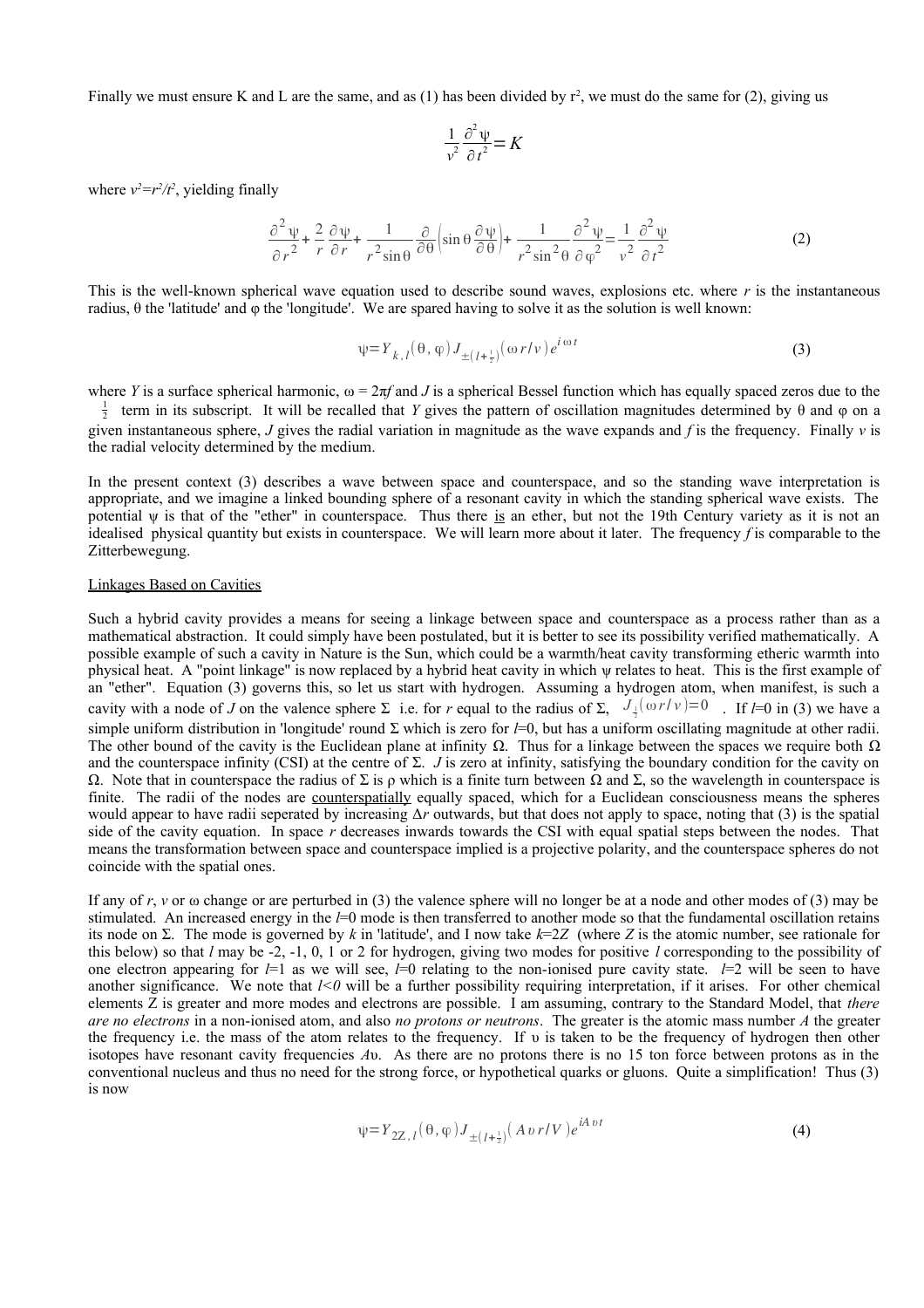Finally we must ensure K and L are the same, and as (1) has been divided by $r^2$, we must do the same for (2), giving us

$$\frac{1}{v^2}\frac{\partial^2 \psi}{\partial t^2}=K$$

where $v^2=r^2/t^2$, yielding finally

$$\frac{\partial^2 \psi}{\partial r^2}+\frac{2}{r}\frac{\partial \psi}{\partial r}+\frac{1}{r^2 \sin\theta}\frac{\partial}{\partial \theta}\left(\sin\theta \frac{\partial \psi}{\partial \theta}\right)+\frac{1}{r^2 \sin^2\theta}\frac{\partial^2 \psi}{\partial \varphi^2}=\frac{1}{v^2}\frac{\partial^2 \psi}{\partial t^2} \tag{2}$$

This is the well-known spherical wave equation used to describe sound waves, explosions etc. where $r$ is the instantaneous radius, θ the 'latitude' and φ the 'longitude'. We are spared having to solve it as the solution is well known:

$$\psi=Y_{k,l}(\theta,\varphi)J_{\pm(l+\frac{1}{2})}(\omega r/v)e^{i\omega t} \tag{3}$$

where $Y$ is a surface spherical harmonic, $\omega = 2\pi f$ and $J$ is a spherical Bessel function which has equally spaced zeros due to the $\frac{1}{2}$ term in its subscript. It will be recalled that $Y$ gives the pattern of oscillation magnitudes determined by θ and φ on a given instantaneous sphere, $J$ gives the radial variation in magnitude as the wave expands and $f$ is the frequency. Finally $v$ is the radial velocity determined by the medium.

In the present context (3) describes a wave between space and counterspace, and so the standing wave interpretation is appropriate, and we imagine a linked bounding sphere of a resonant cavity in which the standing spherical wave exists. The potential ψ is that of the "ether" in counterspace. Thus there is an ether, but not the 19th Century variety as it is not an idealised physical quantity but exists in counterspace. We will learn more about it later. The frequency $f$ is comparable to the Zitterbewegung.

## Linkages Based on Cavities

Such a hybrid cavity provides a means for seeing a linkage between space and counterspace as a process rather than as a mathematical abstraction. It could simply have been postulated, but it is better to see its possibility verified mathematically. A possible example of such a cavity in Nature is the Sun, which could be a warmth/heat cavity transforming etheric warmth into physical heat. A "point linkage" is now replaced by a hybrid heat cavity in which ψ relates to heat. This is the first example of an "ether". Equation (3) governs this, so let us start with hydrogen. Assuming a hydrogen atom, when manifest, is such a cavity with a node of $J$ on the valence sphere Σ i.e. for $r$ equal to the radius of Σ, $J_{\frac{1}{2}}(\omega r/v)=0$. If $l$=0 in (3) we have a simple uniform distribution in 'longitude' round Σ which is zero for $l$=0, but has a uniform oscillating magnitude at other radii. The other bound of the cavity is the Euclidean plane at infinity Ω. Thus for a linkage between the spaces we require both Ω and the counterspace infinity (CSI) at the centre of Σ. $J$ is zero at infinity, satisfying the boundary condition for the cavity on Ω. Note that in counterspace the radius of Σ is ρ which is a finite turn between Ω and Σ, so the wavelength in counterspace is finite. The radii of the nodes are counterspatially equally spaced, which for a Euclidean consciousness means the spheres would appear to have radii seperated by increasing $\Delta r$ outwards, but that does not apply to space, noting that (3) is the spatial side of the cavity equation. In space $r$ decreases inwards towards the CSI with equal spatial steps between the nodes. That means the transformation between space and counterspace implied is a projective polarity, and the counterspace spheres do not coincide with the spatial ones.

If any of $r$, $v$ or ω change or are perturbed in (3) the valence sphere will no longer be at a node and other modes of (3) may be stimulated. An increased energy in the $l$=0 mode is then transferred to another mode so that the fundamental oscillation retains its node on Σ. The mode is governed by $k$ in 'latitude', and I now take $k$=2$Z$ (where $Z$ is the atomic number, see rationale for this below) so that $l$ may be -2, -1, 0, 1 or 2 for hydrogen, giving two modes for positive $l$ corresponding to the possibility of one electron appearing for $l$=1 as we will see, $l$=0 relating to the non-ionised pure cavity state. $l$=2 will be seen to have another significance. We note that $l$<0 will be a further possibility requiring interpretation, if it arises. For other chemical elements Z is greater and more modes and electrons are possible. I am assuming, contrary to the Standard Model, that *there are no electrons* in a non-ionised atom, and also *no protons or neutrons*. The greater is the atomic mass number $A$ the greater the frequency i.e. the mass of the atom relates to the frequency. If υ is taken to be the frequency of hydrogen then other isotopes have resonant cavity frequencies $A$υ. As there are no protons there is no 15 ton force between protons as in the conventional nucleus and thus no need for the strong force, or hypothetical quarks or gluons. Quite a simplification! Thus (3) is now

$$\psi=Y_{2Z,l}(\theta,\varphi)J_{\pm(l+\frac{1}{2})}(A\upsilon r/V)e^{iA\upsilon t} \tag{4}$$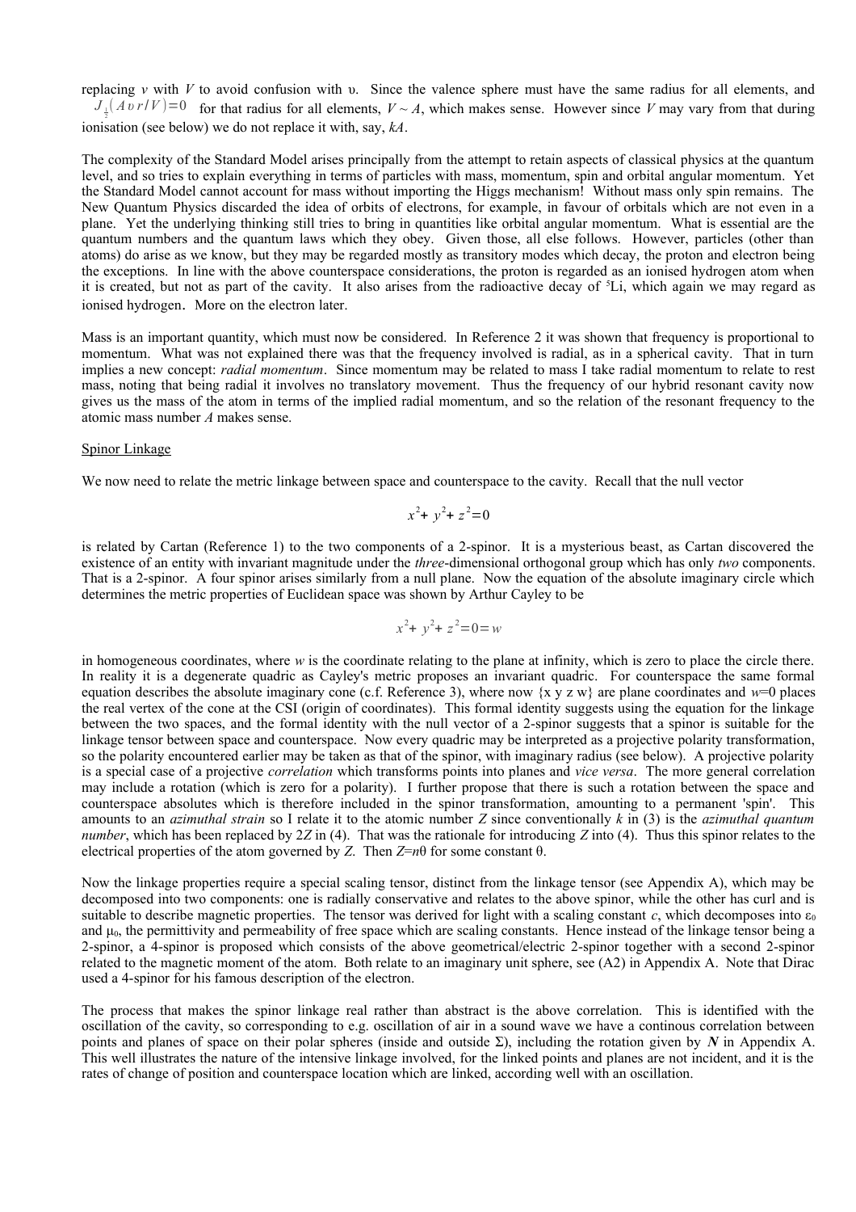replacing $v$ with $V$ to avoid confusion with $\upsilon$. Since the valence sphere must have the same radius for all elements, and $J_{\frac{1}{2}}(A\upsilon r/V)=0$ for that radius for all elements, $V \sim A$, which makes sense. However since $V$ may vary from that during ionisation (see below) we do not replace it with, say, $kA$.

The complexity of the Standard Model arises principally from the attempt to retain aspects of classical physics at the quantum level, and so tries to explain everything in terms of particles with mass, momentum, spin and orbital angular momentum. Yet the Standard Model cannot account for mass without importing the Higgs mechanism! Without mass only spin remains. The New Quantum Physics discarded the idea of orbits of electrons, for example, in favour of orbitals which are not even in a plane. Yet the underlying thinking still tries to bring in quantities like orbital angular momentum. What is essential are the quantum numbers and the quantum laws which they obey. Given those, all else follows. However, particles (other than atoms) do arise as we know, but they may be regarded mostly as transitory modes which decay, the proton and electron being the exceptions. In line with the above counterspace considerations, the proton is regarded as an ionised hydrogen atom when it is created, but not as part of the cavity. It also arises from the radioactive decay of $^5$Li, which again we may regard as ionised hydrogen. More on the electron later.

Mass is an important quantity, which must now be considered. In Reference 2 it was shown that frequency is proportional to momentum. What was not explained there was that the frequency involved is radial, as in a spherical cavity. That in turn implies a new concept: *radial momentum*. Since momentum may be related to mass I take radial momentum to relate to rest mass, noting that being radial it involves no translatory movement. Thus the frequency of our hybrid resonant cavity now gives us the mass of the atom in terms of the implied radial momentum, and so the relation of the resonant frequency to the atomic mass number $A$ makes sense.

## Spinor Linkage

We now need to relate the metric linkage between space and counterspace to the cavity. Recall that the null vector

$$x^2 + y^2 + z^2 = 0$$

is related by Cartan (Reference 1) to the two components of a 2-spinor. It is a mysterious beast, as Cartan discovered the existence of an entity with invariant magnitude under the *three*-dimensional orthogonal group which has only *two* components. That is a 2-spinor. A four spinor arises similarly from a null plane. Now the equation of the absolute imaginary circle which determines the metric properties of Euclidean space was shown by Arthur Cayley to be

$$x^2 + y^2 + z^2 = 0 = w$$

in homogeneous coordinates, where $w$ is the coordinate relating to the plane at infinity, which is zero to place the circle there. In reality it is a degenerate quadric as Cayley's metric proposes an invariant quadric. For counterspace the same formal equation describes the absolute imaginary cone (c.f. Reference 3), where now {x y z w} are plane coordinates and $w$=0 places the real vertex of the cone at the CSI (origin of coordinates). This formal identity suggests using the equation for the linkage between the two spaces, and the formal identity with the null vector of a 2-spinor suggests that a spinor is suitable for the linkage tensor between space and counterspace. Now every quadric may be interpreted as a projective polarity transformation, so the polarity encountered earlier may be taken as that of the spinor, with imaginary radius (see below). A projective polarity is a special case of a projective *correlation* which transforms points into planes and *vice versa*. The more general correlation may include a rotation (which is zero for a polarity). I further propose that there is such a rotation between the space and counterspace absolutes which is therefore included in the spinor transformation, amounting to a permanent 'spin'. This amounts to an *azimuthal strain* so I relate it to the atomic number $Z$ since conventionally $k$ in (3) is the *azimuthal quantum number*, which has been replaced by $2Z$ in (4). That was the rationale for introducing $Z$ into (4). Thus this spinor relates to the electrical properties of the atom governed by $Z$. Then $Z$=$n\theta$ for some constant $\theta$.

Now the linkage properties require a special scaling tensor, distinct from the linkage tensor (see Appendix A), which may be decomposed into two components: one is radially conservative and relates to the above spinor, while the other has curl and is suitable to describe magnetic properties. The tensor was derived for light with a scaling constant $c$, which decomposes into $\varepsilon_0$ and $\mu_0$, the permittivity and permeability of free space which are scaling constants. Hence instead of the linkage tensor being a 2-spinor, a 4-spinor is proposed which consists of the above geometrical/electric 2-spinor together with a second 2-spinor related to the magnetic moment of the atom. Both relate to an imaginary unit sphere, see (A2) in Appendix A. Note that Dirac used a 4-spinor for his famous description of the electron.

The process that makes the spinor linkage real rather than abstract is the above correlation. This is identified with the oscillation of the cavity, so corresponding to e.g. oscillation of air in a sound wave we have a continous correlation between points and planes of space on their polar spheres (inside and outside $\Sigma$), including the rotation given by $\boldsymbol{N}$ in Appendix A. This well illustrates the nature of the intensive linkage involved, for the linked points and planes are not incident, and it is the rates of change of position and counterspace location which are linked, according well with an oscillation.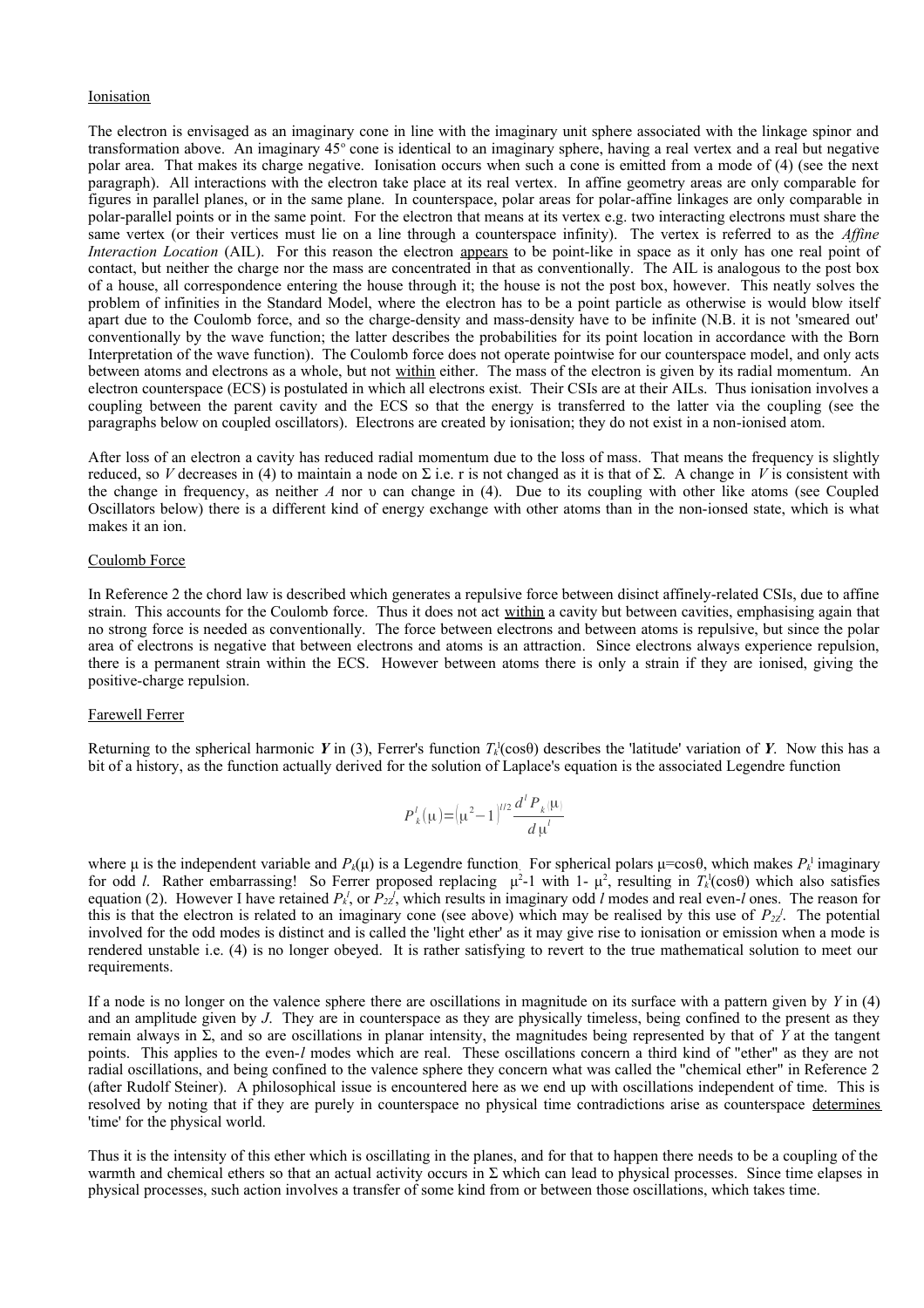## Ionisation

The electron is envisaged as an imaginary cone in line with the imaginary unit sphere associated with the linkage spinor and transformation above. An imaginary 45° cone is identical to an imaginary sphere, having a real vertex and a real but negative polar area. That makes its charge negative. Ionisation occurs when such a cone is emitted from a mode of (4) (see the next paragraph). All interactions with the electron take place at its real vertex. In affine geometry areas are only comparable for figures in parallel planes, or in the same plane. In counterspace, polar areas for polar-affine linkages are only comparable in polar-parallel points or in the same point. For the electron that means at its vertex e.g. two interacting electrons must share the same vertex (or their vertices must lie on a line through a counterspace infinity). The vertex is referred to as the *Affine Interaction Location* (AIL). For this reason the electron appears to be point-like in space as it only has one real point of contact, but neither the charge nor the mass are concentrated in that as conventionally. The AIL is analogous to the post box of a house, all correspondence entering the house through it; the house is not the post box, however. This neatly solves the problem of infinities in the Standard Model, where the electron has to be a point particle as otherwise is would blow itself apart due to the Coulomb force, and so the charge-density and mass-density have to be infinite (N.B. it is not 'smeared out' conventionally by the wave function; the latter describes the probabilities for its point location in accordance with the Born Interpretation of the wave function). The Coulomb force does not operate pointwise for our counterspace model, and only acts between atoms and electrons as a whole, but not within either. The mass of the electron is given by its radial momentum. An electron counterspace (ECS) is postulated in which all electrons exist. Their CSIs are at their AILs. Thus ionisation involves a coupling between the parent cavity and the ECS so that the energy is transferred to the latter via the coupling (see the paragraphs below on coupled oscillators). Electrons are created by ionisation; they do not exist in a non-ionised atom.

After loss of an electron a cavity has reduced radial momentum due to the loss of mass. That means the frequency is slightly reduced, so $V$ decreases in (4) to maintain a node on Σ i.e. r is not changed as it is that of Σ. A change in $V$ is consistent with the change in frequency, as neither $A$ nor υ can change in (4). Due to its coupling with other like atoms (see Coupled Oscillators below) there is a different kind of energy exchange with other atoms than in the non-ionsed state, which is what makes it an ion.

## Coulomb Force

In Reference 2 the chord law is described which generates a repulsive force between disinct affinely-related CSIs, due to affine strain. This accounts for the Coulomb force. Thus it does not act within a cavity but between cavities, emphasising again that no strong force is needed as conventionally. The force between electrons and between atoms is repulsive, but since the polar area of electrons is negative that between electrons and atoms is an attraction. Since electrons always experience repulsion, there is a permanent strain within the ECS. However between atoms there is only a strain if they are ionised, giving the positive-charge repulsion.

## Farewell Ferrer

Returning to the spherical harmonic $\boldsymbol{Y}$ in (3), Ferrer's function $T_k^l(\cos\theta)$ describes the 'latitude' variation of $\boldsymbol{Y}$. Now this has a bit of a history, as the function actually derived for the solution of Laplace's equation is the associated Legendre function

$$P_k^l(\mu)=\left(\mu^2-1\right)^{l/2}\frac{d^l P_k(\mu)}{d\mu^l}$$

where μ is the independent variable and $P_k(\mu)$ is a Legendre function. For spherical polars μ=cosθ, which makes $P_k^l$ imaginary for odd $l$. Rather embarrassing! So Ferrer proposed replacing $\mu^2$-1 with 1- $\mu^2$, resulting in $T_k^l(\cos\theta)$ which also satisfies equation (2). However I have retained $P_k^l$, or $P_{2Z}^l$, which results in imaginary odd $l$ modes and real even-$l$ ones. The reason for this is that the electron is related to an imaginary cone (see above) which may be realised by this use of $P_{2Z}^l$. The potential involved for the odd modes is distinct and is called the 'light ether' as it may give rise to ionisation or emission when a mode is rendered unstable i.e. (4) is no longer obeyed. It is rather satisfying to revert to the true mathematical solution to meet our requirements.

If a node is no longer on the valence sphere there are oscillations in magnitude on its surface with a pattern given by $Y$ in (4) and an amplitude given by $J$. They are in counterspace as they are physically timeless, being confined to the present as they remain always in Σ, and so are oscillations in planar intensity, the magnitudes being represented by that of $Y$ at the tangent points. This applies to the even-$l$ modes which are real. These oscillations concern a third kind of "ether" as they are not radial oscillations, and being confined to the valence sphere they concern what was called the "chemical ether" in Reference 2 (after Rudolf Steiner). A philosophical issue is encountered here as we end up with oscillations independent of time. This is resolved by noting that if they are purely in counterspace no physical time contradictions arise as counterspace determines 'time' for the physical world.

Thus it is the intensity of this ether which is oscillating in the planes, and for that to happen there needs to be a coupling of the warmth and chemical ethers so that an actual activity occurs in Σ which can lead to physical processes. Since time elapses in physical processes, such action involves a transfer of some kind from or between those oscillations, which takes time.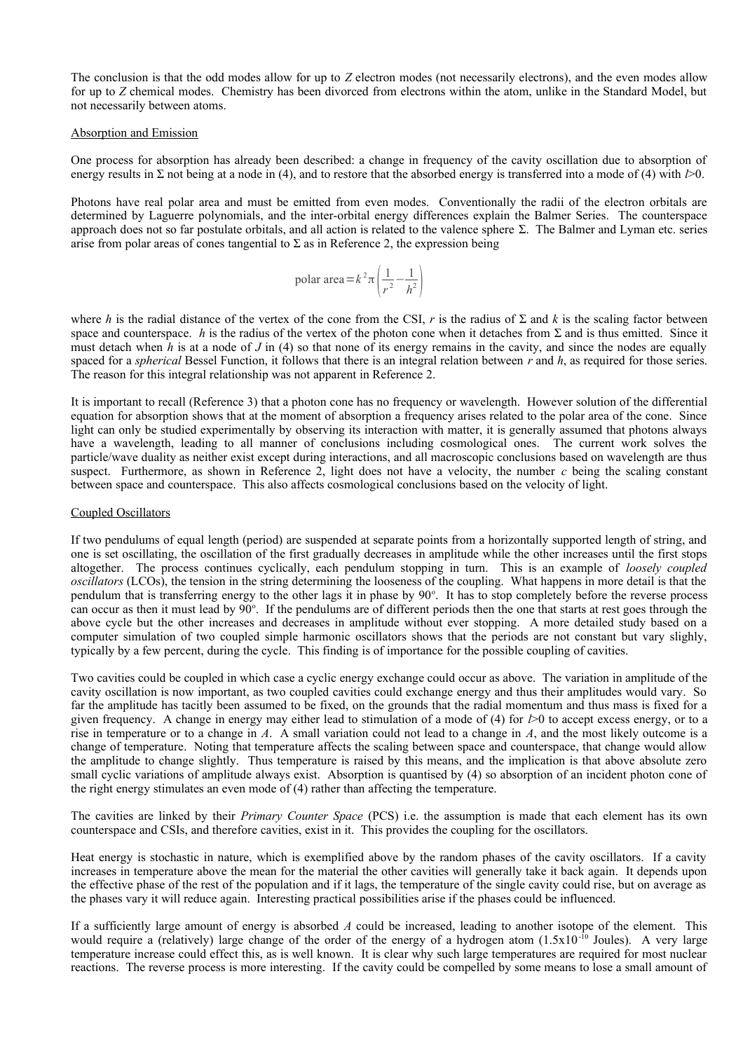The conclusion is that the odd modes allow for up to $Z$ electron modes (not necessarily electrons), and the even modes allow for up to $Z$ chemical modes. Chemistry has been divorced from electrons within the atom, unlike in the Standard Model, but not necessarily between atoms.

## Absorption and Emission

One process for absorption has already been described: a change in frequency of the cavity oscillation due to absorption of energy results in Σ not being at a node in (4), and to restore that the absorbed energy is transferred into a mode of (4) with $l$>0.

Photons have real polar area and must be emitted from even modes. Conventionally the radii of the electron orbitals are determined by Laguerre polynomials, and the inter-orbital energy differences explain the Balmer Series. The counterspace approach does not so far postulate orbitals, and all action is related to the valence sphere Σ. The Balmer and Lyman etc. series arise from polar areas of cones tangential to Σ as in Reference 2, the expression being

$$\text{polar area} = k^2 \pi \left( \frac{1}{r^2} - \frac{1}{h^2} \right)$$

where $h$ is the radial distance of the vertex of the cone from the CSI, $r$ is the radius of Σ and $k$ is the scaling factor between space and counterspace. $h$ is the radius of the vertex of the photon cone when it detaches from Σ and is thus emitted. Since it must detach when $h$ is at a node of $J$ in (4) so that none of its energy remains in the cavity, and since the nodes are equally spaced for a *spherical* Bessel Function, it follows that there is an integral relation between $r$ and $h$, as required for those series. The reason for this integral relationship was not apparent in Reference 2.

It is important to recall (Reference 3) that a photon cone has no frequency or wavelength. However solution of the differential equation for absorption shows that at the moment of absorption a frequency arises related to the polar area of the cone. Since light can only be studied experimentally by observing its interaction with matter, it is generally assumed that photons always have a wavelength, leading to all manner of conclusions including cosmological ones. The current work solves the particle/wave duality as neither exist except during interactions, and all macroscopic conclusions based on wavelength are thus suspect. Furthermore, as shown in Reference 2, light does not have a velocity, the number $c$ being the scaling constant between space and counterspace. This also affects cosmological conclusions based on the velocity of light.

## Coupled Oscillators

If two pendulums of equal length (period) are suspended at separate points from a horizontally supported length of string, and one is set oscillating, the oscillation of the first gradually decreases in amplitude while the other increases until the first stops altogether. The process continues cyclically, each pendulum stopping in turn. This is an example of *loosely coupled oscillators* (LCOs), the tension in the string determining the looseness of the coupling. What happens in more detail is that the pendulum that is transferring energy to the other lags it in phase by 90°. It has to stop completely before the reverse process can occur as then it must lead by 90°. If the pendulums are of different periods then the one that starts at rest goes through the above cycle but the other increases and decreases in amplitude without ever stopping. A more detailed study based on a computer simulation of two coupled simple harmonic oscillators shows that the periods are not constant but vary slighly, typically by a few percent, during the cycle. This finding is of importance for the possible coupling of cavities.

Two cavities could be coupled in which case a cyclic energy exchange could occur as above. The variation in amplitude of the cavity oscillation is now important, as two coupled cavities could exchange energy and thus their amplitudes would vary. So far the amplitude has tacitly been assumed to be fixed, on the grounds that the radial momentum and thus mass is fixed for a given frequency. A change in energy may either lead to stimulation of a mode of (4) for $l$>0 to accept excess energy, or to a rise in temperature or to a change in $A$. A small variation could not lead to a change in $A$, and the most likely outcome is a change of temperature. Noting that temperature affects the scaling between space and counterspace, that change would allow the amplitude to change slightly. Thus temperature is raised by this means, and the implication is that above absolute zero small cyclic variations of amplitude always exist. Absorption is quantised by (4) so absorption of an incident photon cone of the right energy stimulates an even mode of (4) rather than affecting the temperature.

The cavities are linked by their *Primary Counter Space* (PCS) i.e. the assumption is made that each element has its own counterspace and CSIs, and therefore cavities, exist in it. This provides the coupling for the oscillators.

Heat energy is stochastic in nature, which is exemplified above by the random phases of the cavity oscillators. If a cavity increases in temperature above the mean for the material the other cavities will generally take it back again. It depends upon the effective phase of the rest of the population and if it lags, the temperature of the single cavity could rise, but on average as the phases vary it will reduce again. Interesting practical possibilities arise if the phases could be influenced.

If a sufficiently large amount of energy is absorbed $A$ could be increased, leading to another isotope of the element. This would require a (relatively) large change of the order of the energy of a hydrogen atom ($1.5 \times 10^{-10}$ Joules). A very large temperature increase could effect this, as is well known. It is clear why such large temperatures are required for most nuclear reactions. The reverse process is more interesting. If the cavity could be compelled by some means to lose a small amount of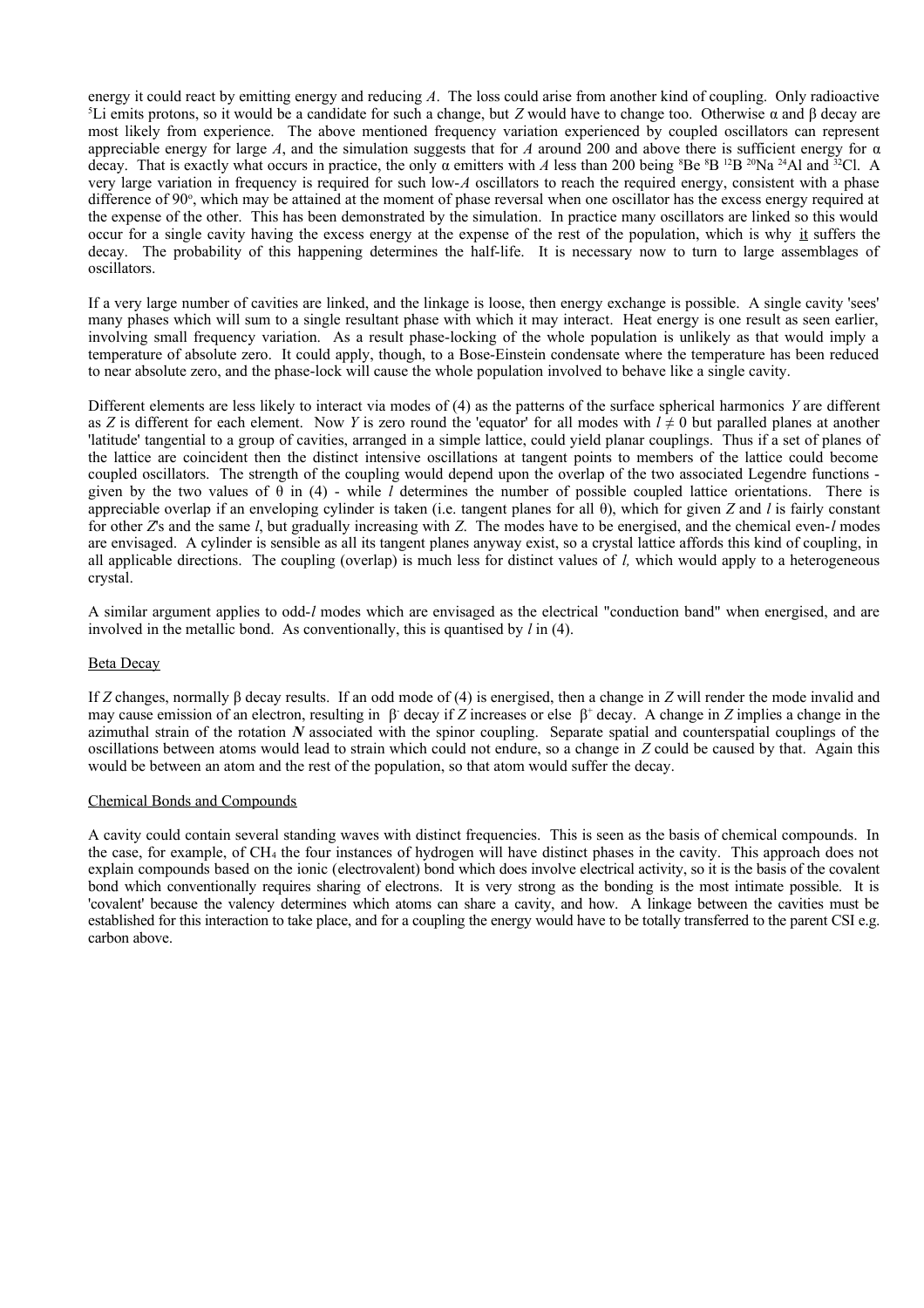energy it could react by emitting energy and reducing $A$. The loss could arise from another kind of coupling. Only radioactive $^{5}Li$ emits protons, so it would be a candidate for such a change, but $Z$ would have to change too. Otherwise α and β decay are most likely from experience. The above mentioned frequency variation experienced by coupled oscillators can represent appreciable energy for large $A$, and the simulation suggests that for $A$ around 200 and above there is sufficient energy for α decay. That is exactly what occurs in practice, the only α emitters with $A$ less than 200 being $^{8}Be$ $^{8}B$ $^{12}B$ $^{20}Na$ $^{24}Al$ and $^{32}Cl$. A very large variation in frequency is required for such low-$A$ oscillators to reach the required energy, consistent with a phase difference of $90^{o}$, which may be attained at the moment of phase reversal when one oscillator has the excess energy required at the expense of the other. This has been demonstrated by the simulation. In practice many oscillators are linked so this would occur for a single cavity having the excess energy at the expense of the rest of the population, which is why it suffers the decay. The probability of this happening determines the half-life. It is necessary now to turn to large assemblages of oscillators.

If a very large number of cavities are linked, and the linkage is loose, then energy exchange is possible. A single cavity 'sees' many phases which will sum to a single resultant phase with which it may interact. Heat energy is one result as seen earlier, involving small frequency variation. As a result phase-locking of the whole population is unlikely as that would imply a temperature of absolute zero. It could apply, though, to a Bose-Einstein condensate where the temperature has been reduced to near absolute zero, and the phase-lock will cause the whole population involved to behave like a single cavity.

Different elements are less likely to interact via modes of (4) as the patterns of the surface spherical harmonics $Y$ are different as $Z$ is different for each element. Now $Y$ is zero round the 'equator' for all modes with $l \neq 0$ but paralled planes at another 'latitude' tangential to a group of cavities, arranged in a simple lattice, could yield planar couplings. Thus if a set of planes of the lattice are coincident then the distinct intensive oscillations at tangent points to members of the lattice could become coupled oscillators. The strength of the coupling would depend upon the overlap of the two associated Legendre functions - given by the two values of θ in (4) - while $l$ determines the number of possible coupled lattice orientations. There is appreciable overlap if an enveloping cylinder is taken (i.e. tangent planes for all θ), which for given $Z$ and $l$ is fairly constant for other $Z$'s and the same $l$, but gradually increasing with $Z$. The modes have to be energised, and the chemical even-$l$ modes are envisaged. A cylinder is sensible as all its tangent planes anyway exist, so a crystal lattice affords this kind of coupling, in all applicable directions. The coupling (overlap) is much less for distinct values of $l$, which would apply to a heterogeneous crystal.

A similar argument applies to odd-$l$ modes which are envisaged as the electrical "conduction band" when energised, and are involved in the metallic bond. As conventionally, this is quantised by $l$ in (4).

## Beta Decay

If $Z$ changes, normally β decay results. If an odd mode of (4) is energised, then a change in $Z$ will render the mode invalid and may cause emission of an electron, resulting in $\beta^-$ decay if $Z$ increases or else $\beta^+$ decay. A change in $Z$ implies a change in the azimuthal strain of the rotation $\boldsymbol{N}$ associated with the spinor coupling. Separate spatial and counterspatial couplings of the oscillations between atoms would lead to strain which could not endure, so a change in $Z$ could be caused by that. Again this would be between an atom and the rest of the population, so that atom would suffer the decay.

## Chemical Bonds and Compounds

A cavity could contain several standing waves with distinct frequencies. This is seen as the basis of chemical compounds. In the case, for example, of $CH_4$ the four instances of hydrogen will have distinct phases in the cavity. This approach does not explain compounds based on the ionic (electrovalent) bond which does involve electrical activity, so it is the basis of the covalent bond which conventionally requires sharing of electrons. It is very strong as the bonding is the most intimate possible. It is 'covalent' because the valency determines which atoms can share a cavity, and how. A linkage between the cavities must be established for this interaction to take place, and for a coupling the energy would have to be totally transferred to the parent CSI e.g. carbon above.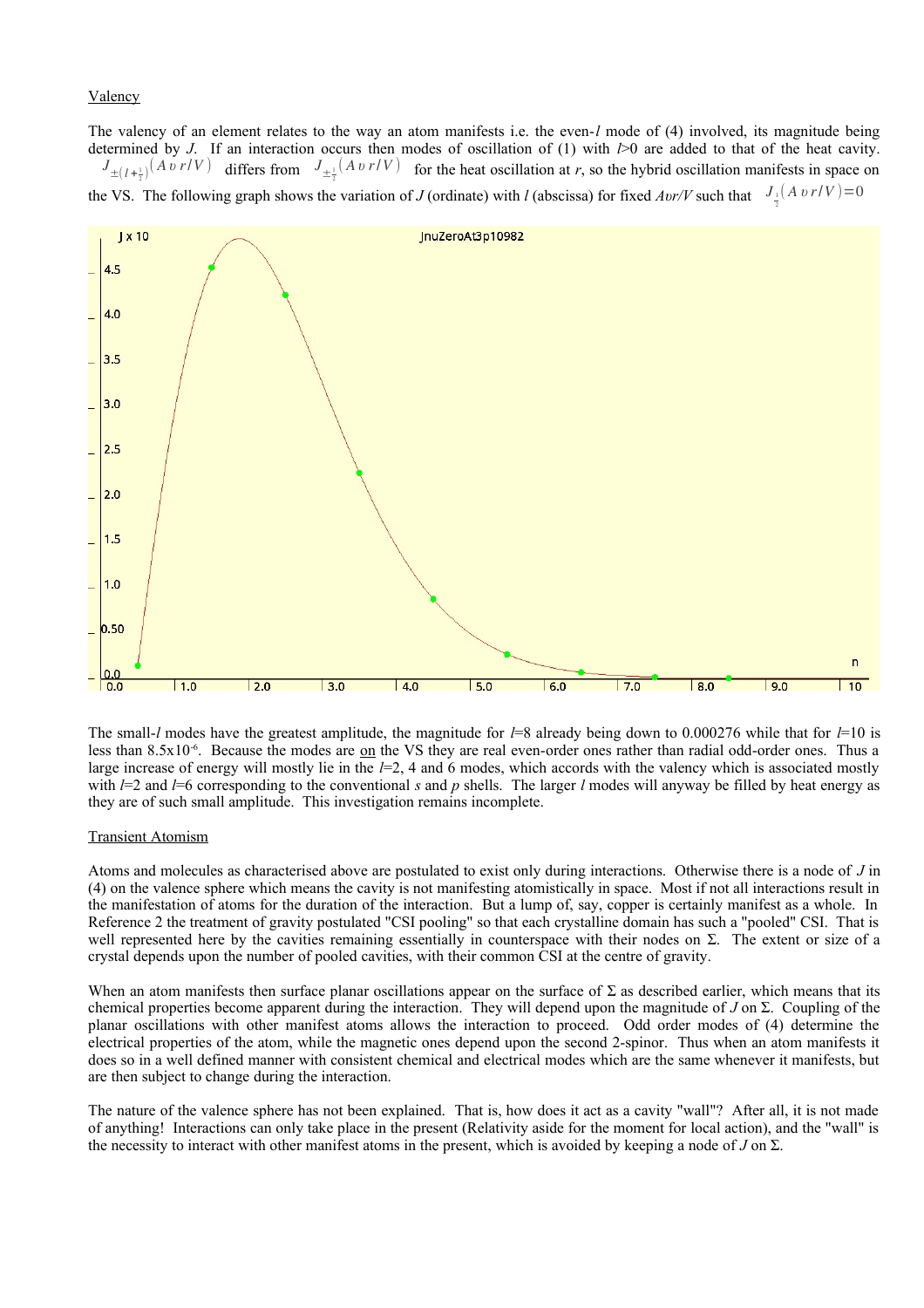Valency

The valency of an element relates to the way an atom manifests i.e. the even-$l$ mode of (4) involved, its magnitude being determined by $J$. If an interaction occurs then modes of oscillation of (1) with $l>0$ are added to that of the heat cavity. $J_{\pm(l+\frac{1}{2})}(A\upsilon r/V)$ differs from $J_{\pm\frac{1}{2}}(A\upsilon r/V)$ for the heat oscillation at $r$, so the hybrid oscillation manifests in space on the VS. The following graph shows the variation of $J$ (ordinate) with $l$ (abscissa) for fixed $A\upsilon r/V$ such that $J_{\frac{1}{2}}(A\upsilon r/V)=0$

The small-$l$ modes have the greatest amplitude, the magnitude for $l$=8 already being down to 0.000276 while that for $l$=10 is less than $8.5\times10^{-6}$. Because the modes are on the VS they are real even-order ones rather than radial odd-order ones. Thus a large increase of energy will mostly lie in the $l$=2, 4 and 6 modes, which accords with the valency which is associated mostly with $l$=2 and $l$=6 corresponding to the conventional *s* and *p* shells. The larger $l$ modes will anyway be filled by heat energy as they are of such small amplitude. This investigation remains incomplete.

Transient Atomism

Atoms and molecules as characterised above are postulated to exist only during interactions. Otherwise there is a node of $J$ in (4) on the valence sphere which means the cavity is not manifesting atomistically in space. Most if not all interactions result in the manifestation of atoms for the duration of the interaction. But a lump of, say, copper is certainly manifest as a whole. In Reference 2 the treatment of gravity postulated "CSI pooling" so that each crystalline domain has such a "pooled" CSI. That is well represented here by the cavities remaining essentially in counterspace with their nodes on Σ. The extent or size of a crystal depends upon the number of pooled cavities, with their common CSI at the centre of gravity.

When an atom manifests then surface planar oscillations appear on the surface of Σ as described earlier, which means that its chemical properties become apparent during the interaction. They will depend upon the magnitude of $J$ on Σ. Coupling of the planar oscillations with other manifest atoms allows the interaction to proceed. Odd order modes of (4) determine the electrical properties of the atom, while the magnetic ones depend upon the second 2-spinor. Thus when an atom manifests it does so in a well defined manner with consistent chemical and electrical modes which are the same whenever it manifests, but are then subject to change during the interaction.

The nature of the valence sphere has not been explained. That is, how does it act as a cavity "wall"? After all, it is not made of anything! Interactions can only take place in the present (Relativity aside for the moment for local action), and the "wall" is the necessity to interact with other manifest atoms in the present, which is avoided by keeping a node of $J$ on Σ.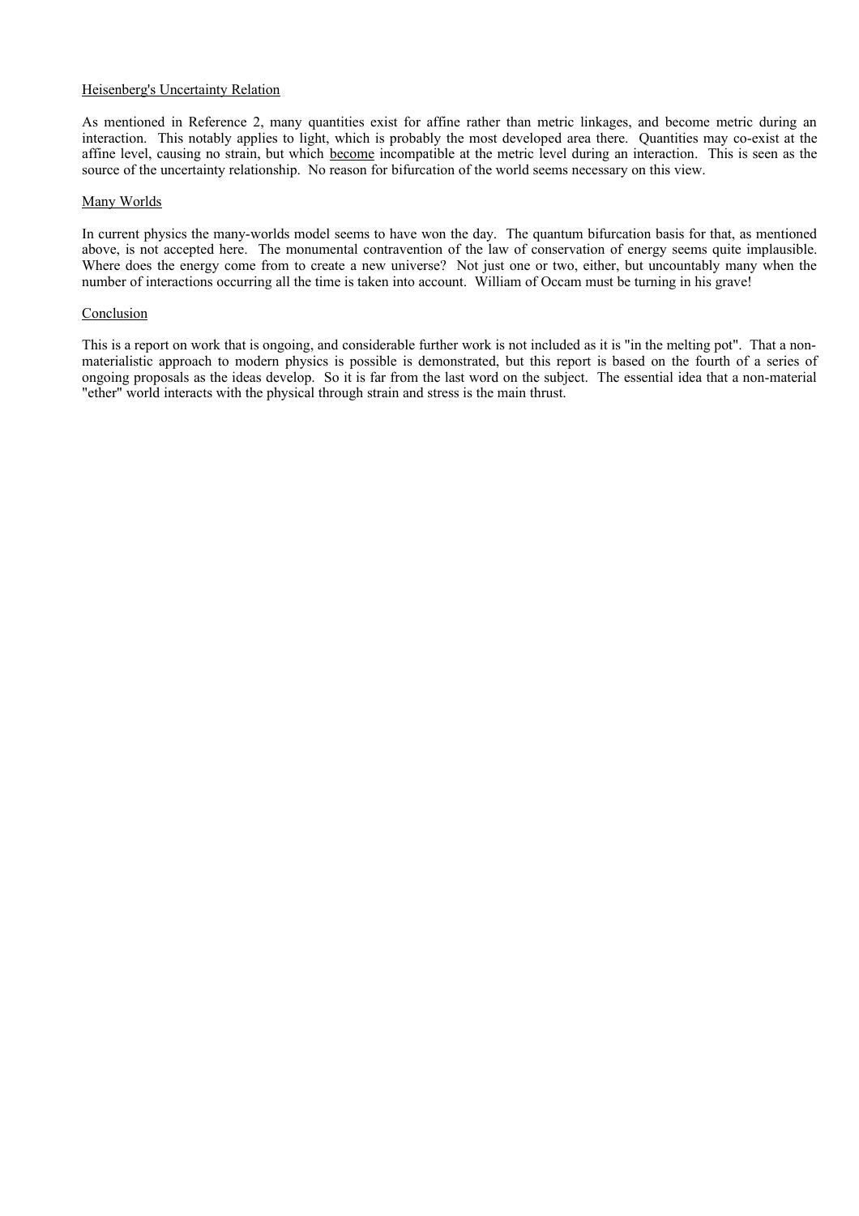<u>Heisenberg's Uncertainty Relation</u>

As mentioned in Reference 2, many quantities exist for affine rather than metric linkages, and become metric during an interaction. This notably applies to light, which is probably the most developed area there. Quantities may co-exist at the affine level, causing no strain, but which <u>become</u> incompatible at the metric level during an interaction. This is seen as the source of the uncertainty relationship. No reason for bifurcation of the world seems necessary on this view.

<u>Many Worlds</u>

In current physics the many-worlds model seems to have won the day. The quantum bifurcation basis for that, as mentioned above, is not accepted here. The monumental contravention of the law of conservation of energy seems quite implausible. Where does the energy come from to create a new universe? Not just one or two, either, but uncountably many when the number of interactions occurring all the time is taken into account. William of Occam must be turning in his grave!

<u>Conclusion</u>

This is a report on work that is ongoing, and considerable further work is not included as it is "in the melting pot". That a non-materialistic approach to modern physics is possible is demonstrated, but this report is based on the fourth of a series of ongoing proposals as the ideas develop. So it is far from the last word on the subject. The essential idea that a non-material "ether" world interacts with the physical through strain and stress is the main thrust.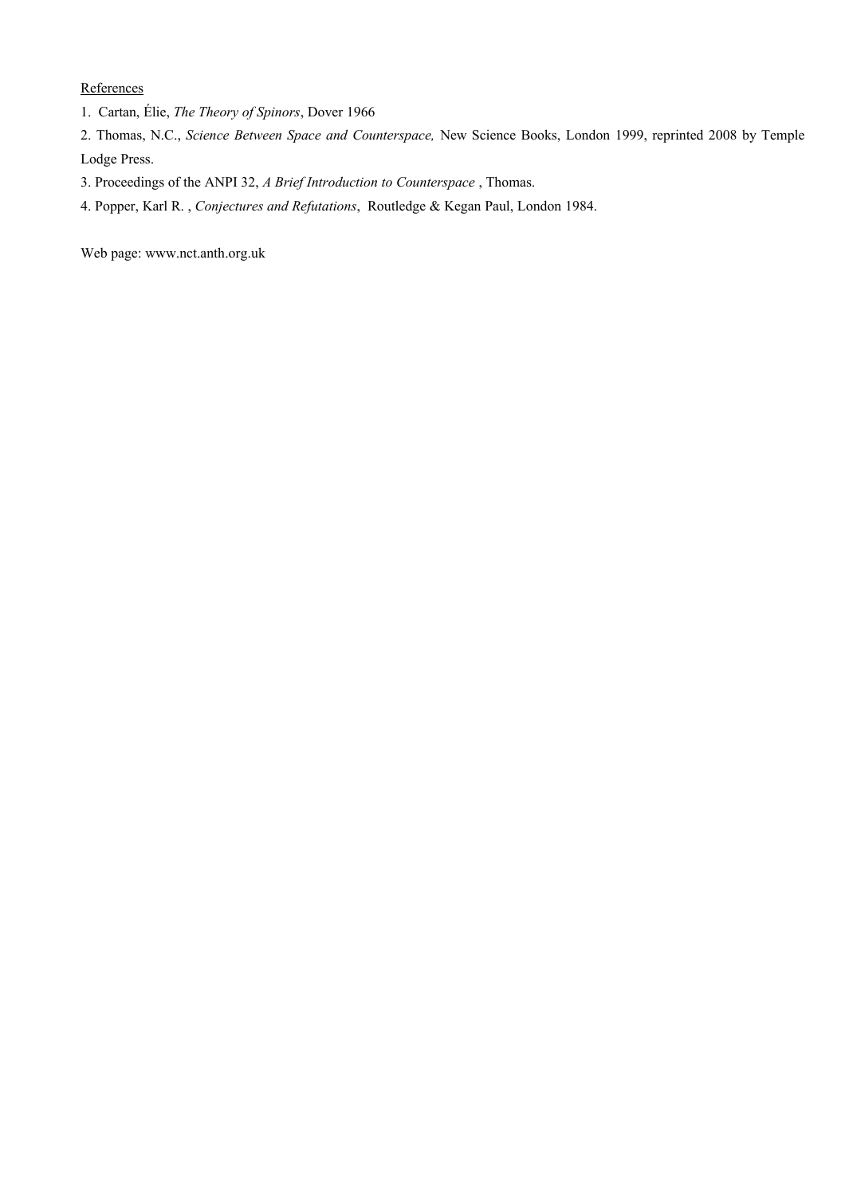References

1. Cartan, Élie, *The Theory of Spinors*, Dover 1966
2. Thomas, N.C., *Science Between Space and Counterspace,* New Science Books, London 1999, reprinted 2008 by Temple Lodge Press.
3. Proceedings of the ANPI 32, *A Brief Introduction to Counterspace* , Thomas.
4. Popper, Karl R. , *Conjectures and Refutations*, Routledge & Kegan Paul, London 1984.

Web page: www.nct.anth.org.uk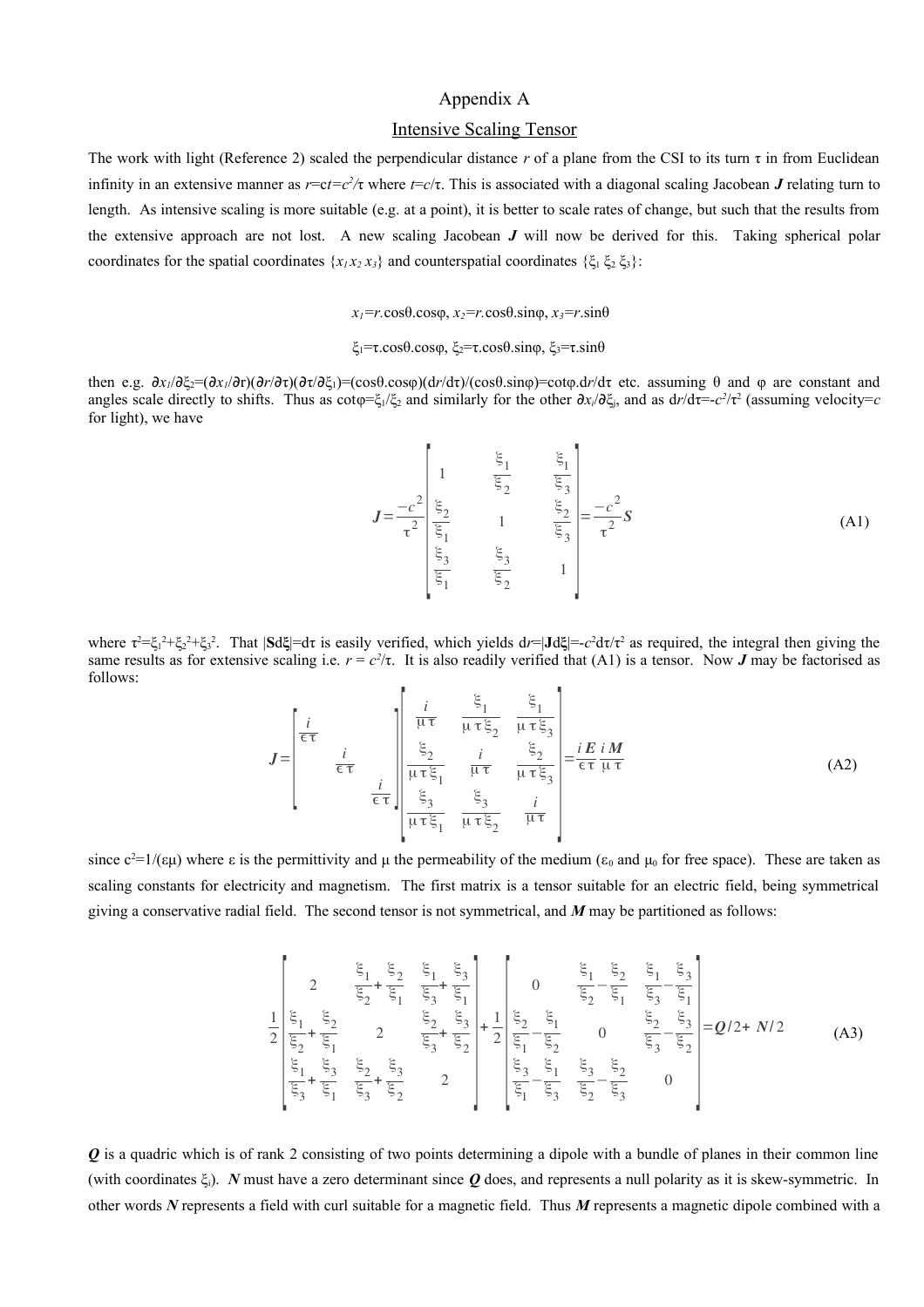# Appendix A

## Intensive Scaling Tensor

The work with light (Reference 2) scaled the perpendicular distance $r$ of a plane from the CSI to its turn $\tau$ in from Euclidean infinity in an extensive manner as $r=ct=c^2/\tau$ where $t=c/\tau$. This is associated with a diagonal scaling Jacobean $\boldsymbol{J}$ relating turn to length. As intensive scaling is more suitable (e.g. at a point), it is better to scale rates of change, but such that the results from the extensive approach are not lost. A new scaling Jacobean $\boldsymbol{J}$ will now be derived for this. Taking spherical polar coordinates for the spatial coordinates $\{x_1\, x_2\, x_3\}$ and counterspatial coordinates $\{\xi_1\, \xi_2\, \xi_3\}$:

$$x_1=r.\cos\theta.\cos\varphi,\ x_2=r.\cos\theta.\sin\varphi,\ x_3=r.\sin\theta$$

$$\xi_1=\tau.\cos\theta.\cos\varphi,\ \xi_2=\tau.\cos\theta.\sin\varphi,\ \xi_3=\tau.\sin\theta$$

then e.g. $\partial x_1/\partial\xi_2=(\partial x_1/\partial r)(\partial r/\partial\tau)(\partial\tau/\partial\xi_1)=(\cos\theta.\cos\varphi)(dr/d\tau)/(\cos\theta.\sin\varphi)=\cot\varphi.dr/d\tau$ etc. assuming $\theta$ and $\varphi$ are constant and angles scale directly to shifts. Thus as $\cot\varphi=\xi_1/\xi_2$ and similarly for the other $\partial x_i/\partial\xi_j$, and as $dr/d\tau=-c^2/\tau^2$ (assuming velocity=$c$ for light), we have

$$\boldsymbol{J}=\frac{-c^2}{\tau^2}\begin{bmatrix} 1 & \frac{\xi_1}{\xi_2} & \frac{\xi_1}{\xi_3} \\ \frac{\xi_2}{\xi_1} & 1 & \frac{\xi_2}{\xi_3} \\ \frac{\xi_3}{\xi_1} & \frac{\xi_3}{\xi_2} & 1 \end{bmatrix}=\frac{-c^2}{\tau^2}\boldsymbol{S} \tag{A1}$$

where $\tau^2=\xi_1^2+\xi_2^2+\xi_3^2$. That $|\mathbf{S}d\boldsymbol{\xi}|=d\tau$ is easily verified, which yields $dr=|\mathbf{J}d\boldsymbol{\xi}|=-c^2d\tau/\tau^2$ as required, the integral then giving the same results as for extensive scaling i.e. $r = c^2/\tau$. It is also readily verified that (A1) is a tensor. Now $\boldsymbol{J}$ may be factorised as follows:

$$\boldsymbol{J}=\begin{bmatrix} \frac{i}{\epsilon\tau} & & \\ & \frac{i}{\epsilon\tau} & \\ & & \frac{i}{\epsilon\tau} \end{bmatrix}\begin{bmatrix} \frac{i}{\mu\tau} & \frac{\xi_1}{\mu\tau\xi_2} & \frac{\xi_1}{\mu\tau\xi_3} \\ \frac{\xi_2}{\mu\tau\xi_1} & \frac{i}{\mu\tau} & \frac{\xi_2}{\mu\tau\xi_3} \\ \frac{\xi_3}{\mu\tau\xi_1} & \frac{\xi_3}{\mu\tau\xi_2} & \frac{i}{\mu\tau} \end{bmatrix}=\frac{i\boldsymbol{E}}{\epsilon\tau}\frac{i\boldsymbol{M}}{\mu\tau} \tag{A2}$$

since $c^2=1/(\epsilon\mu)$ where $\epsilon$ is the permittivity and $\mu$ the permeability of the medium ($\epsilon_0$ and $\mu_0$ for free space). These are taken as scaling constants for electricity and magnetism. The first matrix is a tensor suitable for an electric field, being symmetrical giving a conservative radial field. The second tensor is not symmetrical, and $\boldsymbol{M}$ may be partitioned as follows:

$$\frac{1}{2}\begin{bmatrix} 2 & \frac{\xi_1}{\xi_2}+\frac{\xi_2}{\xi_1} & \frac{\xi_1}{\xi_3}+\frac{\xi_3}{\xi_1} \\ \frac{\xi_1}{\xi_2}+\frac{\xi_2}{\xi_1} & 2 & \frac{\xi_2}{\xi_3}+\frac{\xi_3}{\xi_2} \\ \frac{\xi_1}{\xi_3}+\frac{\xi_3}{\xi_1} & \frac{\xi_2}{\xi_3}+\frac{\xi_3}{\xi_2} & 2 \end{bmatrix}+\frac{1}{2}\begin{bmatrix} 0 & \frac{\xi_1}{\xi_2}-\frac{\xi_2}{\xi_1} & \frac{\xi_1}{\xi_3}-\frac{\xi_3}{\xi_1} \\ \frac{\xi_2}{\xi_1}-\frac{\xi_1}{\xi_2} & 0 & \frac{\xi_2}{\xi_3}-\frac{\xi_3}{\xi_2} \\ \frac{\xi_3}{\xi_1}-\frac{\xi_1}{\xi_3} & \frac{\xi_3}{\xi_2}-\frac{\xi_2}{\xi_3} & 0 \end{bmatrix}=\boldsymbol{Q}/2+\boldsymbol{N}/2 \tag{A3}$$

$\boldsymbol{Q}$ is a quadric which is of rank 2 consisting of two points determining a dipole with a bundle of planes in their common line (with coordinates $\xi_i$). $\boldsymbol{N}$ must have a zero determinant since $\boldsymbol{Q}$ does, and represents a null polarity as it is skew-symmetric. In other words $\boldsymbol{N}$ represents a field with curl suitable for a magnetic field. Thus $\boldsymbol{M}$ represents a magnetic dipole combined with a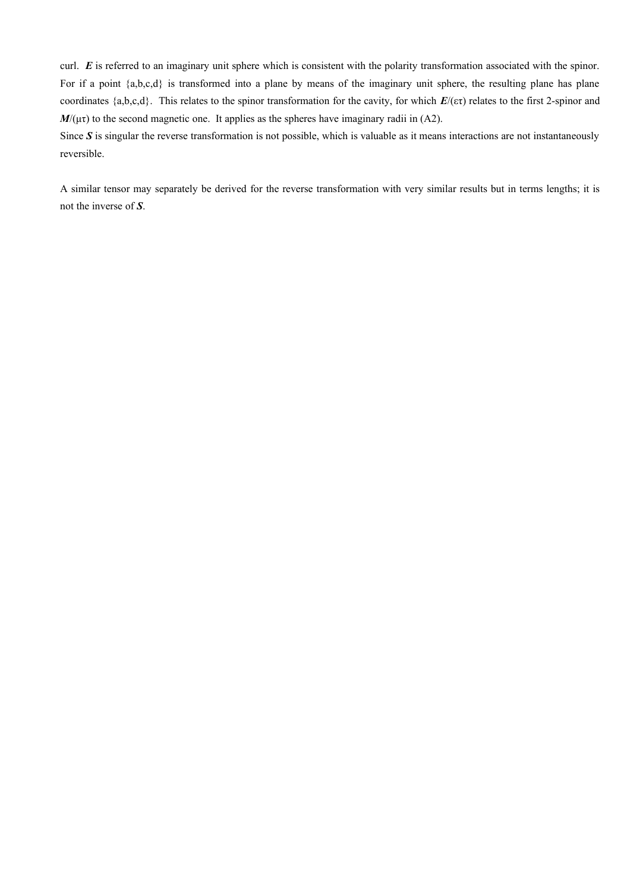curl. ***E*** is referred to an imaginary unit sphere which is consistent with the polarity transformation associated with the spinor. For if a point {a,b,c,d} is transformed into a plane by means of the imaginary unit sphere, the resulting plane has plane coordinates {a,b,c,d}. This relates to the spinor transformation for the cavity, for which $\boldsymbol{E}/(\varepsilon\tau)$ relates to the first 2-spinor and $\boldsymbol{M}/(\mu\tau)$ to the second magnetic one. It applies as the spheres have imaginary radii in (A2).

Since ***S*** is singular the reverse transformation is not possible, which is valuable as it means interactions are not instantaneously reversible.

A similar tensor may separately be derived for the reverse transformation with very similar results but in terms lengths; it is not the inverse of ***S***.